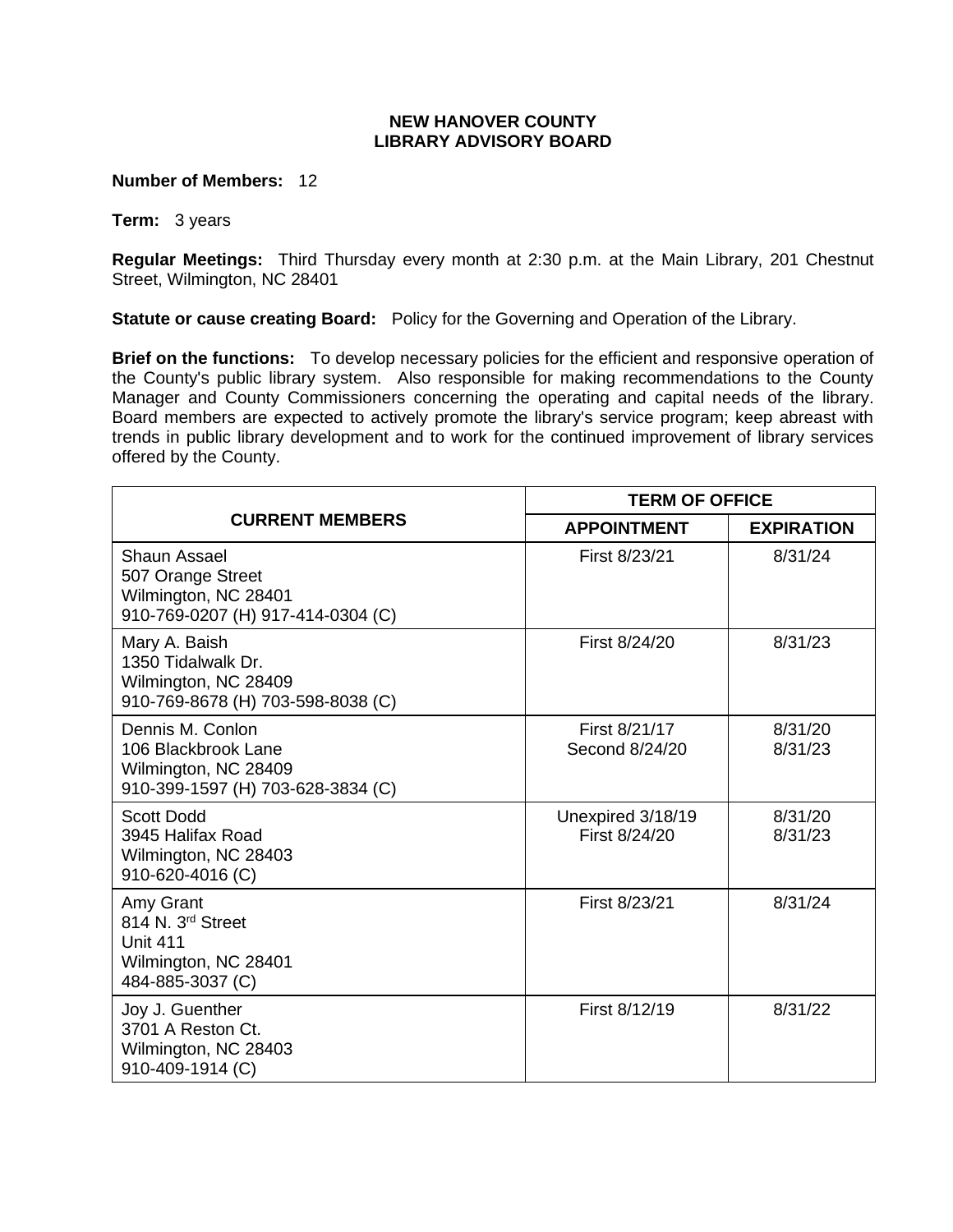# NEW HANOVER COUNTY
# LIBRARY ADVISORY BOARD

**Number of Members:** 12

**Term:** 3 years

**Regular Meetings:** Third Thursday every month at 2:30 p.m. at the Main Library, 201 Chestnut Street, Wilmington, NC 28401

**Statute or cause creating Board:** Policy for the Governing and Operation of the Library.

**Brief on the functions:** To develop necessary policies for the efficient and responsive operation of the County's public library system. Also responsible for making recommendations to the County Manager and County Commissioners concerning the operating and capital needs of the library. Board members are expected to actively promote the library's service program; keep abreast with trends in public library development and to work for the continued improvement of library services offered by the County.

| CURRENT MEMBERS | TERM OF OFFICE | |
|---|---|---|
| | **APPOINTMENT** | **EXPIRATION** |
| Shaun Assael<br>507 Orange Street<br>Wilmington, NC 28401<br>910-769-0207 (H) 917-414-0304 (C) | First 8/23/21 | 8/31/24 |
| Mary A. Baish<br>1350 Tidalwalk Dr.<br>Wilmington, NC 28409<br>910-769-8678 (H) 703-598-8038 (C) | First 8/24/20 | 8/31/23 |
| Dennis M. Conlon<br>106 Blackbrook Lane<br>Wilmington, NC 28409<br>910-399-1597 (H) 703-628-3834 (C) | First 8/21/17<br>Second 8/24/20 | 8/31/20<br>8/31/23 |
| Scott Dodd<br>3945 Halifax Road<br>Wilmington, NC 28403<br>910-620-4016 (C) | Unexpired 3/18/19<br>First 8/24/20 | 8/31/20<br>8/31/23 |
| Amy Grant<br>814 N. 3rd Street<br>Unit 411<br>Wilmington, NC 28401<br>484-885-3037 (C) | First 8/23/21 | 8/31/24 |
| Joy J. Guenther<br>3701 A Reston Ct.<br>Wilmington, NC 28403<br>910-409-1914 (C) | First 8/12/19 | 8/31/22 |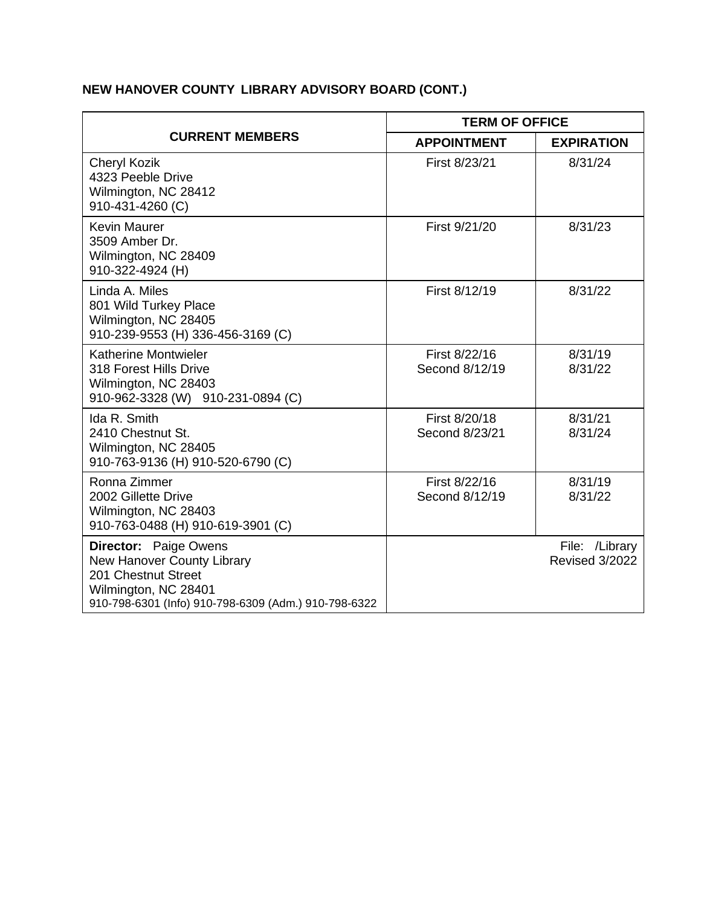**NEW HANOVER COUNTY LIBRARY ADVISORY BOARD (CONT.)**

| CURRENT MEMBERS | TERM OF OFFICE | |
|---|---|---|
| | APPOINTMENT | EXPIRATION |
| Cheryl Kozik<br>4323 Peeble Drive<br>Wilmington, NC 28412<br>910-431-4260 (C) | First 8/23/21 | 8/31/24 |
| Kevin Maurer<br>3509 Amber Dr.<br>Wilmington, NC 28409<br>910-322-4924 (H) | First 9/21/20 | 8/31/23 |
| Linda A. Miles<br>801 Wild Turkey Place<br>Wilmington, NC 28405<br>910-239-9553 (H) 336-456-3169 (C) | First 8/12/19 | 8/31/22 |
| Katherine Montwieler<br>318 Forest Hills Drive<br>Wilmington, NC 28403<br>910-962-3328 (W) 910-231-0894 (C) | First 8/22/16<br>Second 8/12/19 | 8/31/19<br>8/31/22 |
| Ida R. Smith<br>2410 Chestnut St.<br>Wilmington, NC 28405<br>910-763-9136 (H) 910-520-6790 (C) | First 8/20/18<br>Second 8/23/21 | 8/31/21<br>8/31/24 |
| Ronna Zimmer<br>2002 Gillette Drive<br>Wilmington, NC 28403<br>910-763-0488 (H) 910-619-3901 (C) | First 8/22/16<br>Second 8/12/19 | 8/31/19<br>8/31/22 |
| **Director:** Paige Owens<br>New Hanover County Library<br>201 Chestnut Street<br>Wilmington, NC 28401<br>910-798-6301 (Info) 910-798-6309 (Adm.) 910-798-6322 | File: /Library<br>Revised 3/2022 | |